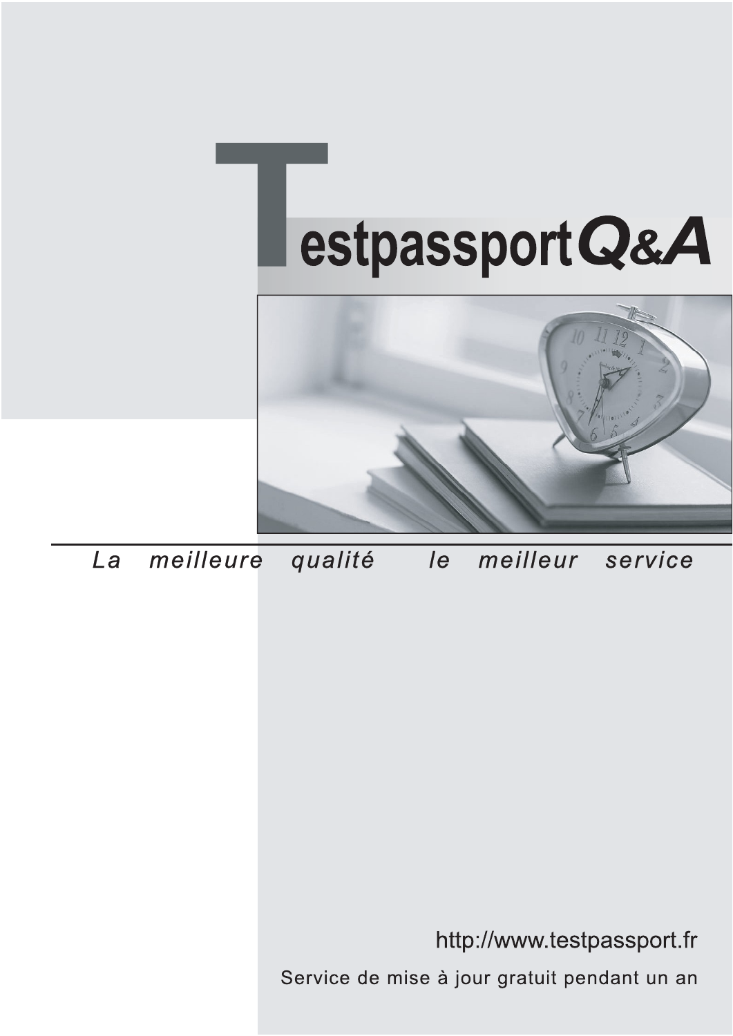# TestpassportQ&A

*La meilleure qualité le meilleur service*

http://www.testpassport.fr

Service de mise à jour gratuit pendant un an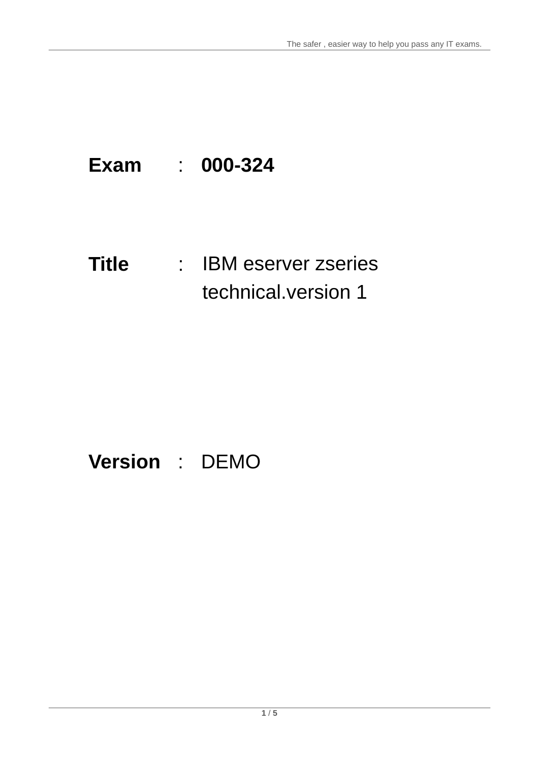**Exam** : **000-324**

**Title** : IBM eserver zseries technical.version 1

**Version** : DEMO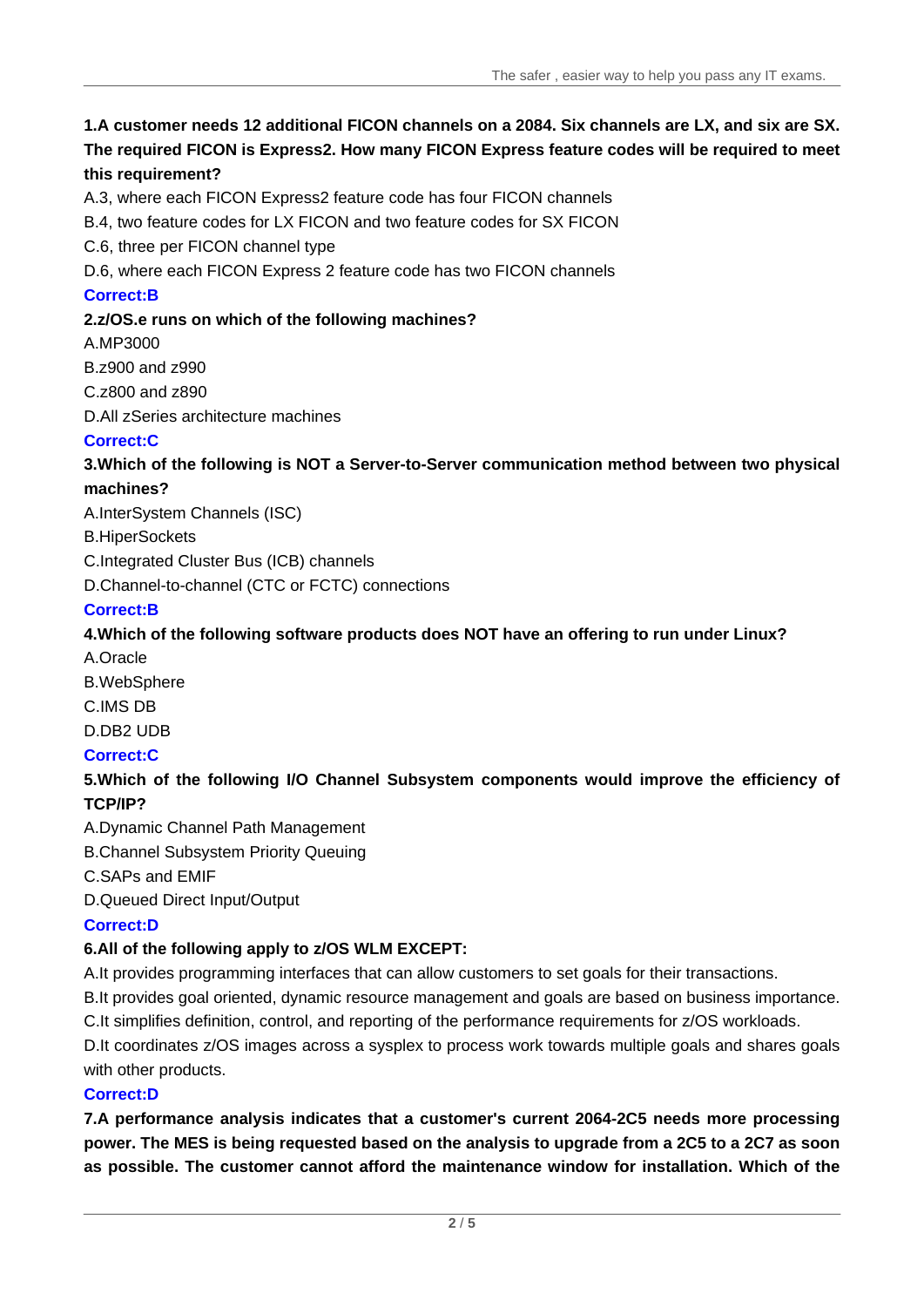**1.A customer needs 12 additional FICON channels on a 2084. Six channels are LX, and six are SX. The required FICON is Express2. How many FICON Express feature codes will be required to meet this requirement?**

A.3, where each FICON Express2 feature code has four FICON channels

B.4, two feature codes for LX FICON and two feature codes for SX FICON

C.6, three per FICON channel type

D.6, where each FICON Express 2 feature code has two FICON channels

**Correct:B**

**2.z/OS.e runs on which of the following machines?**

A.MP3000

B.z900 and z990

C.z800 and z890

D.All zSeries architecture machines

**Correct:C**

**3.Which of the following is NOT a Server-to-Server communication method between two physical machines?**

A.InterSystem Channels (ISC)

B.HiperSockets

C.Integrated Cluster Bus (ICB) channels

D.Channel-to-channel (CTC or FCTC) connections

**Correct:B**

**4.Which of the following software products does NOT have an offering to run under Linux?**

A.Oracle

B.WebSphere

C.IMS DB

D.DB2 UDB

**Correct:C**

**5.Which of the following I/O Channel Subsystem components would improve the efficiency of TCP/IP?**

A.Dynamic Channel Path Management

B.Channel Subsystem Priority Queuing

C.SAPs and EMIF

D.Queued Direct Input/Output

**Correct:D**

**6.All of the following apply to z/OS WLM EXCEPT:**

A.It provides programming interfaces that can allow customers to set goals for their transactions.

B.It provides goal oriented, dynamic resource management and goals are based on business importance.

C.It simplifies definition, control, and reporting of the performance requirements for z/OS workloads.

D.It coordinates z/OS images across a sysplex to process work towards multiple goals and shares goals with other products.

**Correct:D**

**7.A performance analysis indicates that a customer's current 2064-2C5 needs more processing power. The MES is being requested based on the analysis to upgrade from a 2C5 to a 2C7 as soon as possible. The customer cannot afford the maintenance window for installation. Which of the**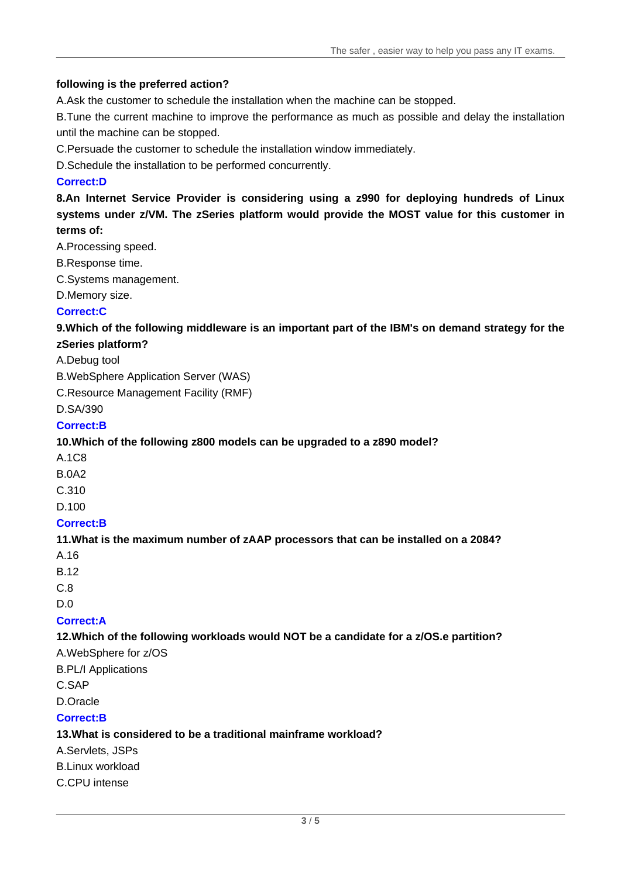**following is the preferred action?**

A.Ask the customer to schedule the installation when the machine can be stopped.

B.Tune the current machine to improve the performance as much as possible and delay the installation until the machine can be stopped.

C.Persuade the customer to schedule the installation window immediately.

D.Schedule the installation to be performed concurrently.

**Correct:D**

**8.An Internet Service Provider is considering using a z990 for deploying hundreds of Linux systems under z/VM. The zSeries platform would provide the MOST value for this customer in terms of:**

A.Processing speed.

B.Response time.

C.Systems management.

D.Memory size.

**Correct:C**

**9.Which of the following middleware is an important part of the IBM's on demand strategy for the zSeries platform?**

A.Debug tool

B.WebSphere Application Server (WAS)

C.Resource Management Facility (RMF)

D.SA/390

**Correct:B**

**10.Which of the following z800 models can be upgraded to a z890 model?**

A.1C8

B.0A2

C.310

D.100

**Correct:B**

**11.What is the maximum number of zAAP processors that can be installed on a 2084?**

A.16

B.12

C.8

D.0

**Correct:A**

**12.Which of the following workloads would NOT be a candidate for a z/OS.e partition?**

A.WebSphere for z/OS

B.PL/I Applications

C.SAP

D.Oracle

**Correct:B**

**13.What is considered to be a traditional mainframe workload?**

A.Servlets, JSPs

B.Linux workload

C.CPU intense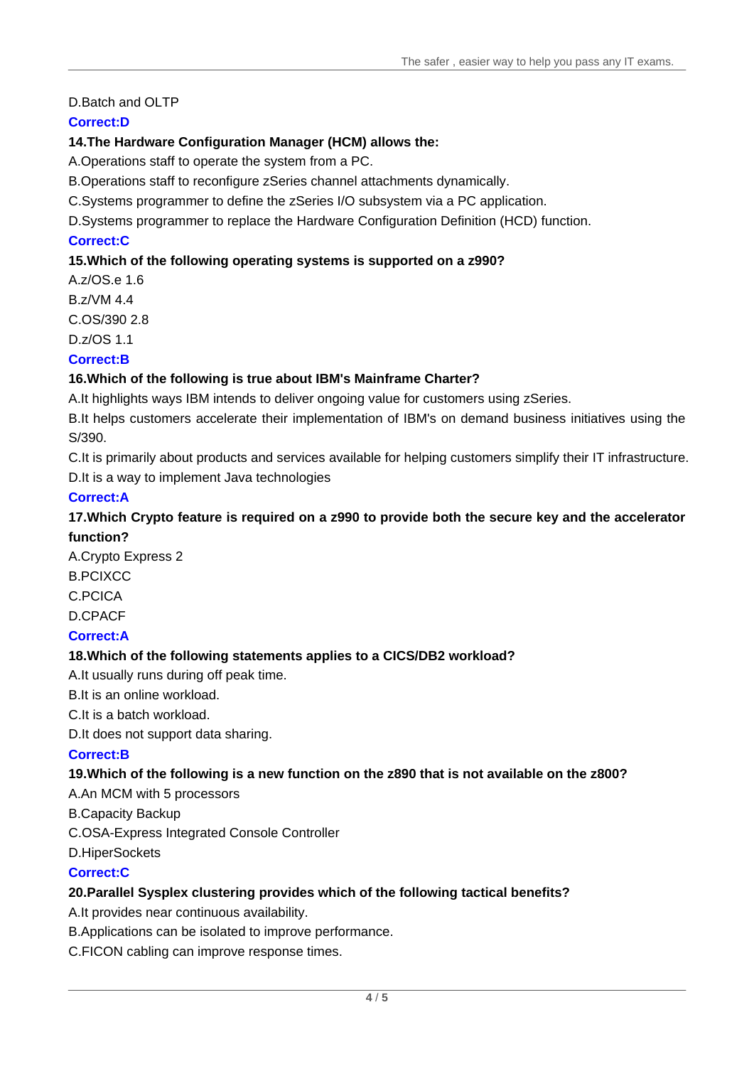D.Batch and OLTP

**Correct:D**

**14.The Hardware Configuration Manager (HCM) allows the:**

A.Operations staff to operate the system from a PC.

B.Operations staff to reconfigure zSeries channel attachments dynamically.

C.Systems programmer to define the zSeries I/O subsystem via a PC application.

D.Systems programmer to replace the Hardware Configuration Definition (HCD) function.

**Correct:C**

**15.Which of the following operating systems is supported on a z990?**

A.z/OS.e 1.6

B.z/VM 4.4

C.OS/390 2.8

D.z/OS 1.1

**Correct:B**

**16.Which of the following is true about IBM's Mainframe Charter?**

A.It highlights ways IBM intends to deliver ongoing value for customers using zSeries.

B.It helps customers accelerate their implementation of IBM's on demand business initiatives using the S/390.

C.It is primarily about products and services available for helping customers simplify their IT infrastructure.

D.It is a way to implement Java technologies

**Correct:A**

**17.Which Crypto feature is required on a z990 to provide both the secure key and the accelerator function?**

A.Crypto Express 2

B.PCIXCC

C.PCICA

D.CPACF

**Correct:A**

**18.Which of the following statements applies to a CICS/DB2 workload?**

A.It usually runs during off peak time.

B.It is an online workload.

C.It is a batch workload.

D.It does not support data sharing.

**Correct:B**

**19.Which of the following is a new function on the z890 that is not available on the z800?**

A.An MCM with 5 processors

B.Capacity Backup

C.OSA-Express Integrated Console Controller

D.HiperSockets

**Correct:C**

**20.Parallel Sysplex clustering provides which of the following tactical benefits?**

A.It provides near continuous availability.

B.Applications can be isolated to improve performance.

C.FICON cabling can improve response times.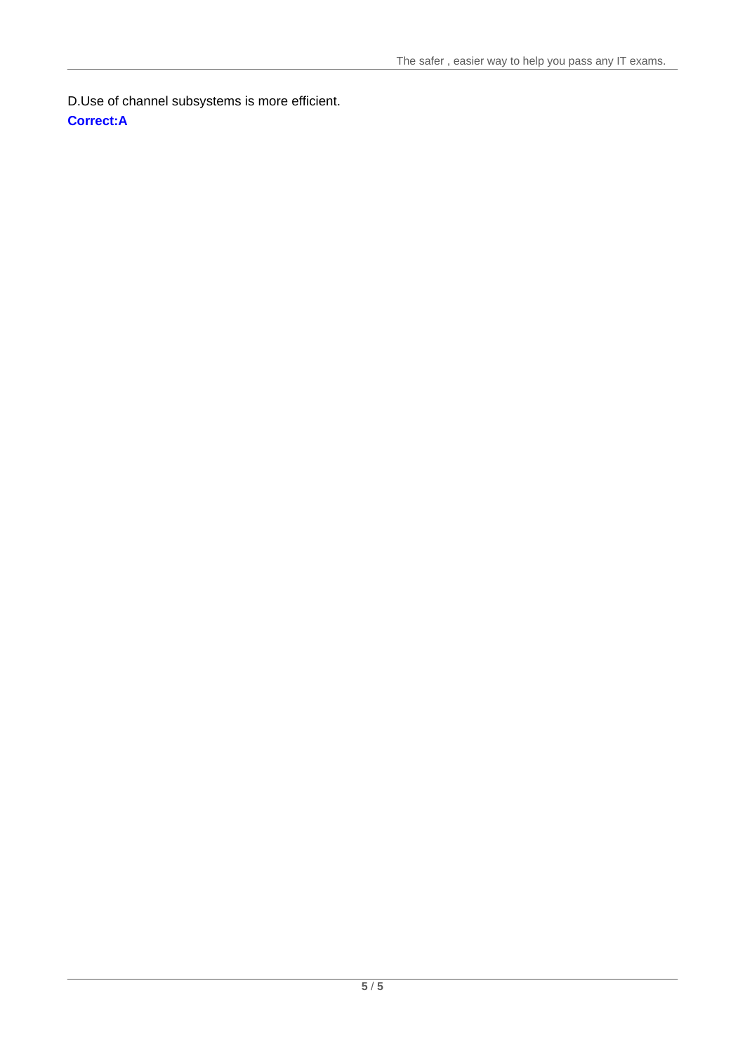D.Use of channel subsystems is more efficient.

**Correct:A**